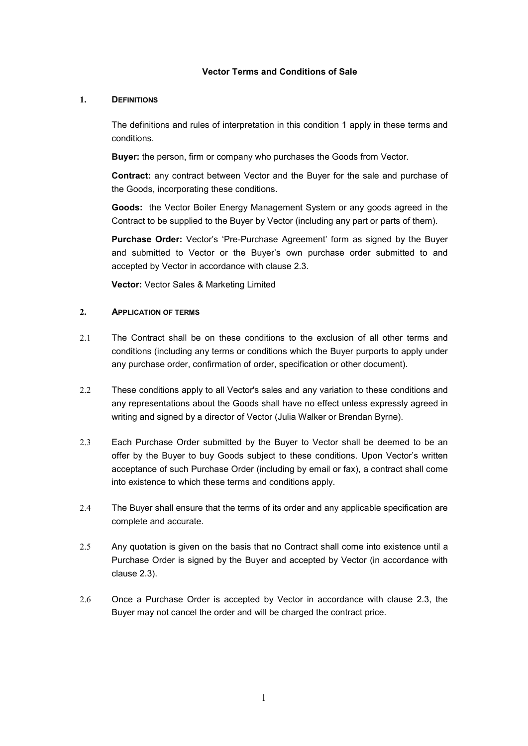# Vector Terms and Conditions of Sale

## 1. DEFINITIONS

The definitions and rules of interpretation in this condition 1 apply in these terms and conditions.

**Buyer:** the person, firm or company who purchases the Goods from Vector.

**Contract:** any contract between Vector and the Buyer for the sale and purchase of the Goods, incorporating these conditions.

**Goods:** the Vector Boiler Energy Management System or any goods agreed in the Contract to be supplied to the Buyer by Vector (including any part or parts of them).

**Purchase Order:** Vector's 'Pre-Purchase Agreement' form as signed by the Buyer and submitted to Vector or the Buyer's own purchase order submitted to and accepted by Vector in accordance with clause 2.3.

**Vector:** Vector Sales & Marketing Limited

## 2. APPLICATION OF TERMS

2.1 The Contract shall be on these conditions to the exclusion of all other terms and conditions (including any terms or conditions which the Buyer purports to apply under any purchase order, confirmation of order, specification or other document).

2.2 These conditions apply to all Vector's sales and any variation to these conditions and any representations about the Goods shall have no effect unless expressly agreed in writing and signed by a director of Vector (Julia Walker or Brendan Byrne).

2.3 Each Purchase Order submitted by the Buyer to Vector shall be deemed to be an offer by the Buyer to buy Goods subject to these conditions. Upon Vector's written acceptance of such Purchase Order (including by email or fax), a contract shall come into existence to which these terms and conditions apply.

2.4 The Buyer shall ensure that the terms of its order and any applicable specification are complete and accurate.

2.5 Any quotation is given on the basis that no Contract shall come into existence until a Purchase Order is signed by the Buyer and accepted by Vector (in accordance with clause 2.3).

2.6 Once a Purchase Order is accepted by Vector in accordance with clause 2.3, the Buyer may not cancel the order and will be charged the contract price.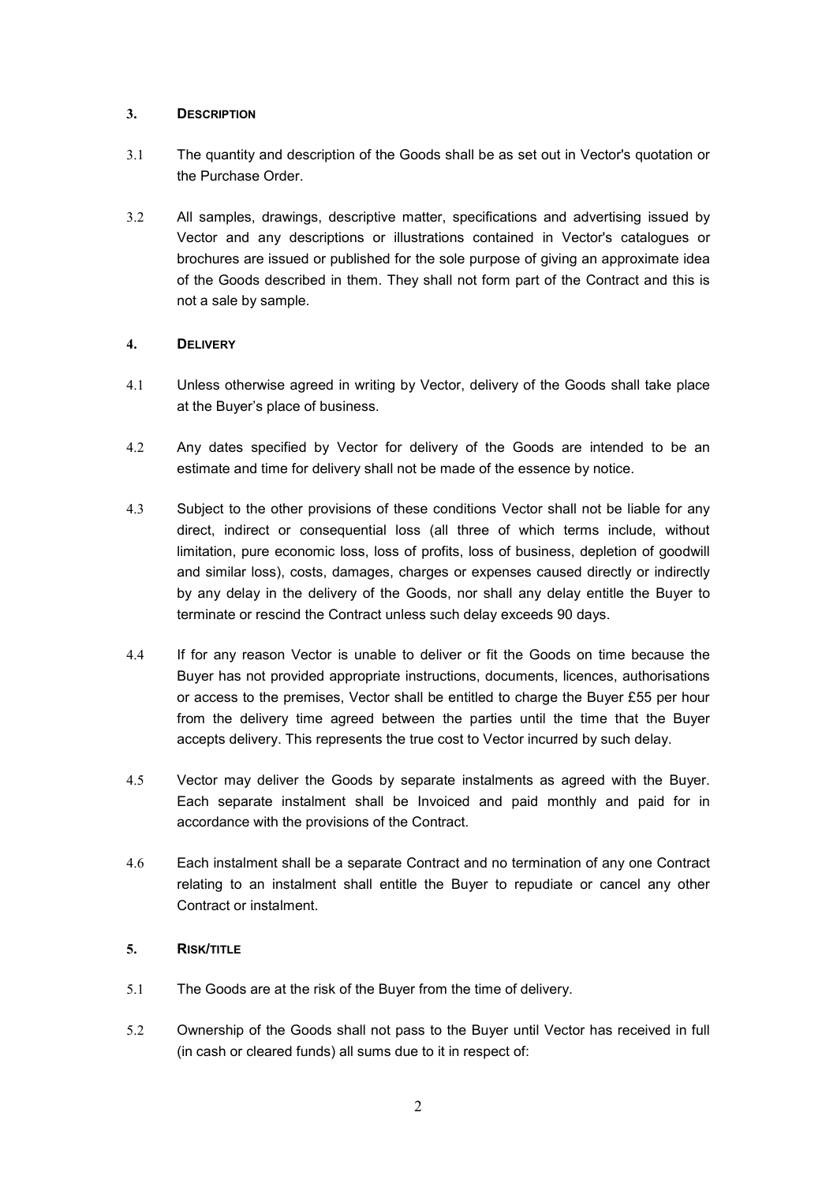## 3. DESCRIPTION

3.1 The quantity and description of the Goods shall be as set out in Vector's quotation or the Purchase Order.

3.2 All samples, drawings, descriptive matter, specifications and advertising issued by Vector and any descriptions or illustrations contained in Vector's catalogues or brochures are issued or published for the sole purpose of giving an approximate idea of the Goods described in them. They shall not form part of the Contract and this is not a sale by sample.

## 4. DELIVERY

4.1 Unless otherwise agreed in writing by Vector, delivery of the Goods shall take place at the Buyer's place of business.

4.2 Any dates specified by Vector for delivery of the Goods are intended to be an estimate and time for delivery shall not be made of the essence by notice.

4.3 Subject to the other provisions of these conditions Vector shall not be liable for any direct, indirect or consequential loss (all three of which terms include, without limitation, pure economic loss, loss of profits, loss of business, depletion of goodwill and similar loss), costs, damages, charges or expenses caused directly or indirectly by any delay in the delivery of the Goods, nor shall any delay entitle the Buyer to terminate or rescind the Contract unless such delay exceeds 90 days.

4.4 If for any reason Vector is unable to deliver or fit the Goods on time because the Buyer has not provided appropriate instructions, documents, licences, authorisations or access to the premises, Vector shall be entitled to charge the Buyer £55 per hour from the delivery time agreed between the parties until the time that the Buyer accepts delivery. This represents the true cost to Vector incurred by such delay.

4.5 Vector may deliver the Goods by separate instalments as agreed with the Buyer. Each separate instalment shall be Invoiced and paid monthly and paid for in accordance with the provisions of the Contract.

4.6 Each instalment shall be a separate Contract and no termination of any one Contract relating to an instalment shall entitle the Buyer to repudiate or cancel any other Contract or instalment.

## 5. RISK/TITLE

5.1 The Goods are at the risk of the Buyer from the time of delivery.

5.2 Ownership of the Goods shall not pass to the Buyer until Vector has received in full (in cash or cleared funds) all sums due to it in respect of: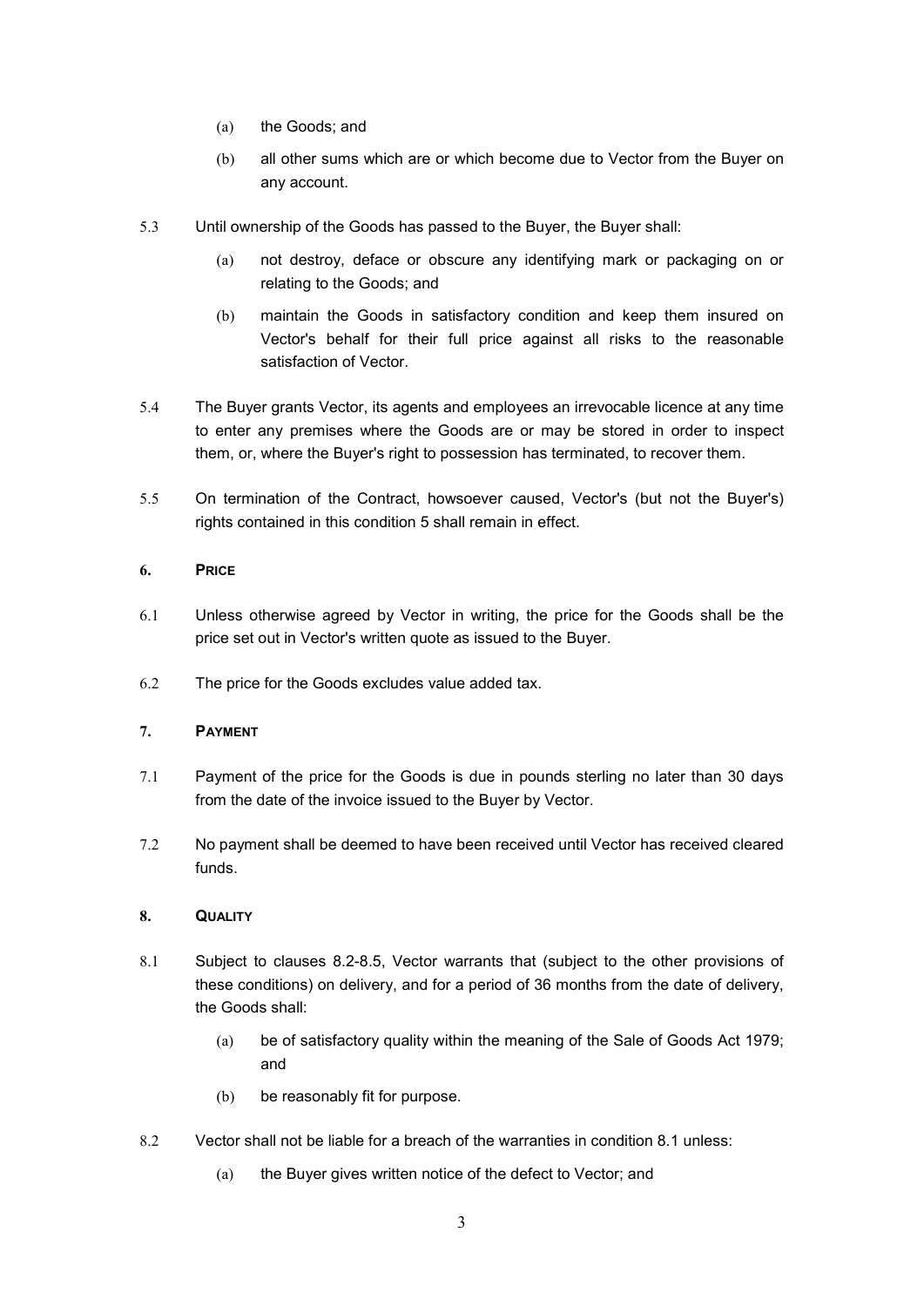(a) the Goods; and

(b) all other sums which are or which become due to Vector from the Buyer on any account.

5.3 Until ownership of the Goods has passed to the Buyer, the Buyer shall:

(a) not destroy, deface or obscure any identifying mark or packaging on or relating to the Goods; and

(b) maintain the Goods in satisfactory condition and keep them insured on Vector's behalf for their full price against all risks to the reasonable satisfaction of Vector.

5.4 The Buyer grants Vector, its agents and employees an irrevocable licence at any time to enter any premises where the Goods are or may be stored in order to inspect them, or, where the Buyer's right to possession has terminated, to recover them.

5.5 On termination of the Contract, howsoever caused, Vector's (but not the Buyer's) rights contained in this condition 5 shall remain in effect.

## 6. PRICE

6.1 Unless otherwise agreed by Vector in writing, the price for the Goods shall be the price set out in Vector's written quote as issued to the Buyer.

6.2 The price for the Goods excludes value added tax.

## 7. PAYMENT

7.1 Payment of the price for the Goods is due in pounds sterling no later than 30 days from the date of the invoice issued to the Buyer by Vector.

7.2 No payment shall be deemed to have been received until Vector has received cleared funds.

## 8. QUALITY

8.1 Subject to clauses 8.2-8.5, Vector warrants that (subject to the other provisions of these conditions) on delivery, and for a period of 36 months from the date of delivery, the Goods shall:

(a) be of satisfactory quality within the meaning of the Sale of Goods Act 1979; and

(b) be reasonably fit for purpose.

8.2 Vector shall not be liable for a breach of the warranties in condition 8.1 unless:

(a) the Buyer gives written notice of the defect to Vector; and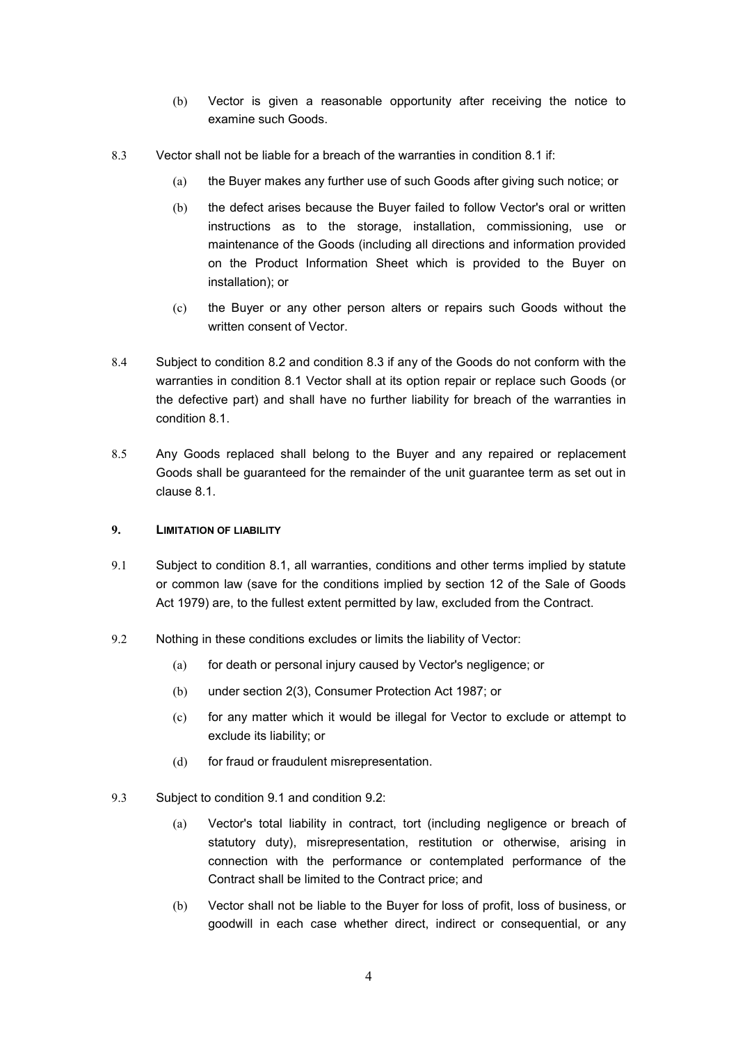(b) Vector is given a reasonable opportunity after receiving the notice to examine such Goods.

8.3 Vector shall not be liable for a breach of the warranties in condition 8.1 if:

(a) the Buyer makes any further use of such Goods after giving such notice; or

(b) the defect arises because the Buyer failed to follow Vector's oral or written instructions as to the storage, installation, commissioning, use or maintenance of the Goods (including all directions and information provided on the Product Information Sheet which is provided to the Buyer on installation); or

(c) the Buyer or any other person alters or repairs such Goods without the written consent of Vector.

8.4 Subject to condition 8.2 and condition 8.3 if any of the Goods do not conform with the warranties in condition 8.1 Vector shall at its option repair or replace such Goods (or the defective part) and shall have no further liability for breach of the warranties in condition 8.1.

8.5 Any Goods replaced shall belong to the Buyer and any repaired or replacement Goods shall be guaranteed for the remainder of the unit guarantee term as set out in clause 8.1.

## 9. LIMITATION OF LIABILITY

9.1 Subject to condition 8.1, all warranties, conditions and other terms implied by statute or common law (save for the conditions implied by section 12 of the Sale of Goods Act 1979) are, to the fullest extent permitted by law, excluded from the Contract.

9.2 Nothing in these conditions excludes or limits the liability of Vector:

(a) for death or personal injury caused by Vector's negligence; or

(b) under section 2(3), Consumer Protection Act 1987; or

(c) for any matter which it would be illegal for Vector to exclude or attempt to exclude its liability; or

(d) for fraud or fraudulent misrepresentation.

9.3 Subject to condition 9.1 and condition 9.2:

(a) Vector's total liability in contract, tort (including negligence or breach of statutory duty), misrepresentation, restitution or otherwise, arising in connection with the performance or contemplated performance of the Contract shall be limited to the Contract price; and

(b) Vector shall not be liable to the Buyer for loss of profit, loss of business, or goodwill in each case whether direct, indirect or consequential, or any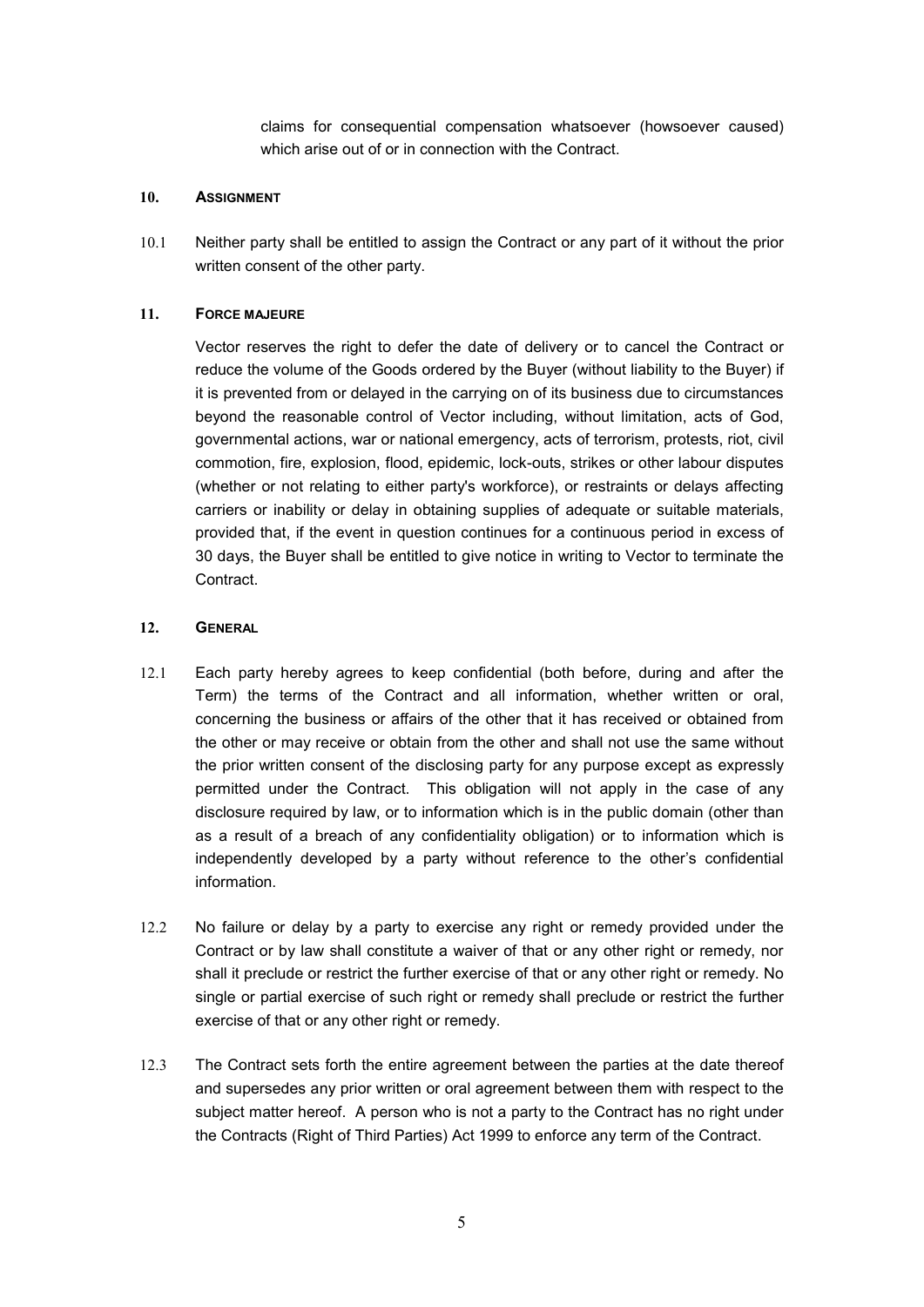claims for consequential compensation whatsoever (howsoever caused) which arise out of or in connection with the Contract.

**10. ASSIGNMENT**

10.1 Neither party shall be entitled to assign the Contract or any part of it without the prior written consent of the other party.

**11. FORCE MAJEURE**

Vector reserves the right to defer the date of delivery or to cancel the Contract or reduce the volume of the Goods ordered by the Buyer (without liability to the Buyer) if it is prevented from or delayed in the carrying on of its business due to circumstances beyond the reasonable control of Vector including, without limitation, acts of God, governmental actions, war or national emergency, acts of terrorism, protests, riot, civil commotion, fire, explosion, flood, epidemic, lock-outs, strikes or other labour disputes (whether or not relating to either party's workforce), or restraints or delays affecting carriers or inability or delay in obtaining supplies of adequate or suitable materials, provided that, if the event in question continues for a continuous period in excess of 30 days, the Buyer shall be entitled to give notice in writing to Vector to terminate the Contract.

**12. GENERAL**

12.1 Each party hereby agrees to keep confidential (both before, during and after the Term) the terms of the Contract and all information, whether written or oral, concerning the business or affairs of the other that it has received or obtained from the other or may receive or obtain from the other and shall not use the same without the prior written consent of the disclosing party for any purpose except as expressly permitted under the Contract. This obligation will not apply in the case of any disclosure required by law, or to information which is in the public domain (other than as a result of a breach of any confidentiality obligation) or to information which is independently developed by a party without reference to the other's confidential information.

12.2 No failure or delay by a party to exercise any right or remedy provided under the Contract or by law shall constitute a waiver of that or any other right or remedy, nor shall it preclude or restrict the further exercise of that or any other right or remedy. No single or partial exercise of such right or remedy shall preclude or restrict the further exercise of that or any other right or remedy.

12.3 The Contract sets forth the entire agreement between the parties at the date thereof and supersedes any prior written or oral agreement between them with respect to the subject matter hereof. A person who is not a party to the Contract has no right under the Contracts (Right of Third Parties) Act 1999 to enforce any term of the Contract.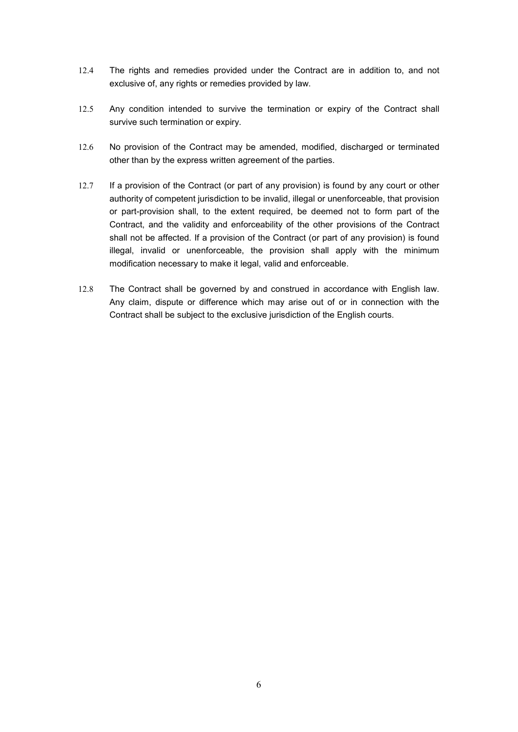12.4 The rights and remedies provided under the Contract are in addition to, and not exclusive of, any rights or remedies provided by law.

12.5 Any condition intended to survive the termination or expiry of the Contract shall survive such termination or expiry.

12.6 No provision of the Contract may be amended, modified, discharged or terminated other than by the express written agreement of the parties.

12.7 If a provision of the Contract (or part of any provision) is found by any court or other authority of competent jurisdiction to be invalid, illegal or unenforceable, that provision or part-provision shall, to the extent required, be deemed not to form part of the Contract, and the validity and enforceability of the other provisions of the Contract shall not be affected. If a provision of the Contract (or part of any provision) is found illegal, invalid or unenforceable, the provision shall apply with the minimum modification necessary to make it legal, valid and enforceable.

12.8 The Contract shall be governed by and construed in accordance with English law. Any claim, dispute or difference which may arise out of or in connection with the Contract shall be subject to the exclusive jurisdiction of the English courts.